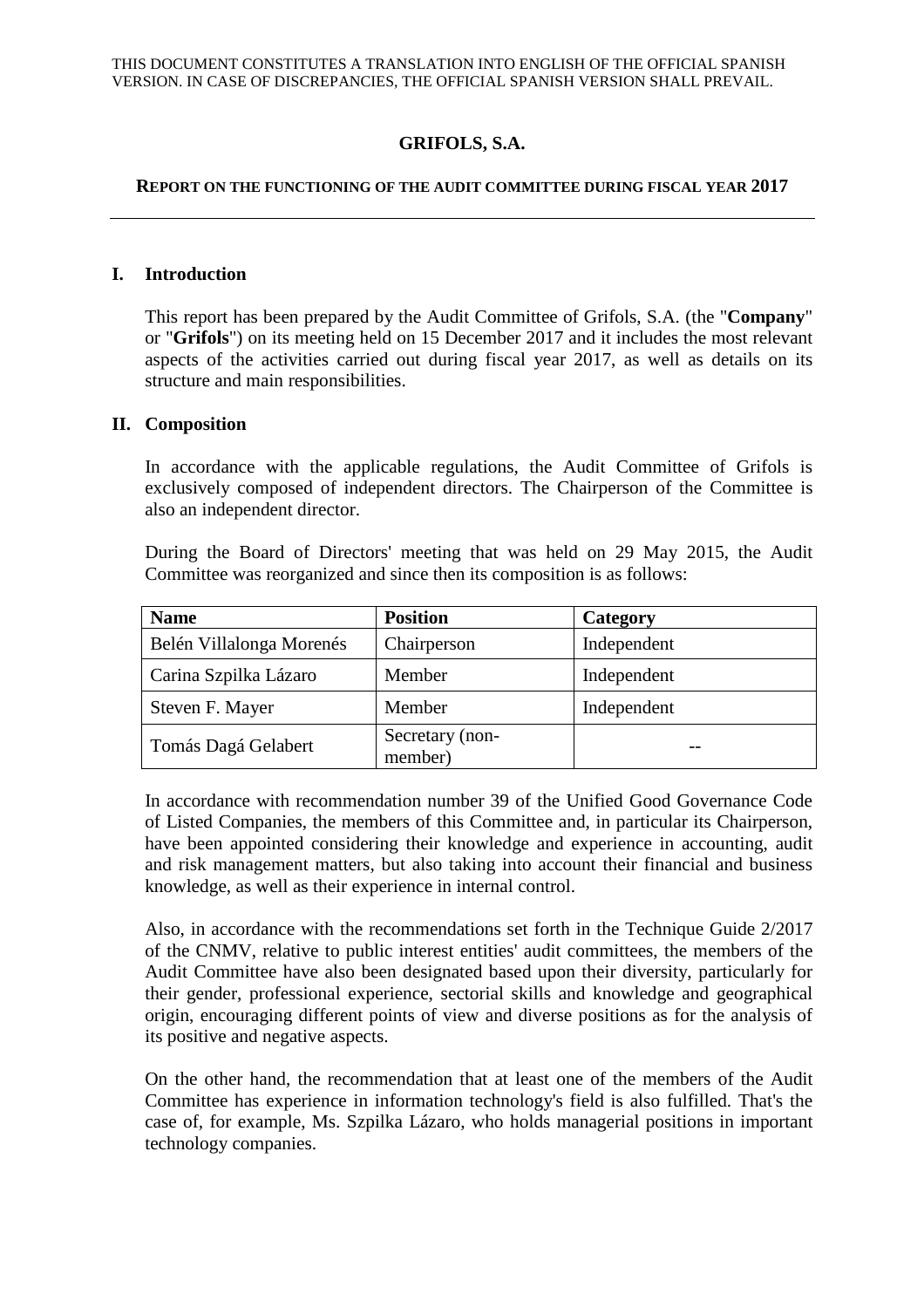THIS DOCUMENT CONSTITUTES A TRANSLATION INTO ENGLISH OF THE OFFICIAL SPANISH VERSION. IN CASE OF DISCREPANCIES, THE OFFICIAL SPANISH VERSION SHALL PREVAIL.

# GRIFOLS, S.A.

## REPORT ON THE FUNCTIONING OF THE AUDIT COMMITTEE DURING FISCAL YEAR 2017

---

### I. Introduction

This report has been prepared by the Audit Committee of Grifols, S.A. (the "**Company**" or "**Grifols**") on its meeting held on 15 December 2017 and it includes the most relevant aspects of the activities carried out during fiscal year 2017, as well as details on its structure and main responsibilities.

### II. Composition

In accordance with the applicable regulations, the Audit Committee of Grifols is exclusively composed of independent directors. The Chairperson of the Committee is also an independent director.

During the Board of Directors' meeting that was held on 29 May 2015, the Audit Committee was reorganized and since then its composition is as follows:

| Name | Position | Category |
|---|---|---|
| Belén Villalonga Morenés | Chairperson | Independent |
| Carina Szpilka Lázaro | Member | Independent |
| Steven F. Mayer | Member | Independent |
| Tomás Dagá Gelabert | Secretary (non-member) | -- |

In accordance with recommendation number 39 of the Unified Good Governance Code of Listed Companies, the members of this Committee and, in particular its Chairperson, have been appointed considering their knowledge and experience in accounting, audit and risk management matters, but also taking into account their financial and business knowledge, as well as their experience in internal control.

Also, in accordance with the recommendations set forth in the Technique Guide 2/2017 of the CNMV, relative to public interest entities' audit committees, the members of the Audit Committee have also been designated based upon their diversity, particularly for their gender, professional experience, sectorial skills and knowledge and geographical origin, encouraging different points of view and diverse positions as for the analysis of its positive and negative aspects.

On the other hand, the recommendation that at least one of the members of the Audit Committee has experience in information technology's field is also fulfilled. That's the case of, for example, Ms. Szpilka Lázaro, who holds managerial positions in important technology companies.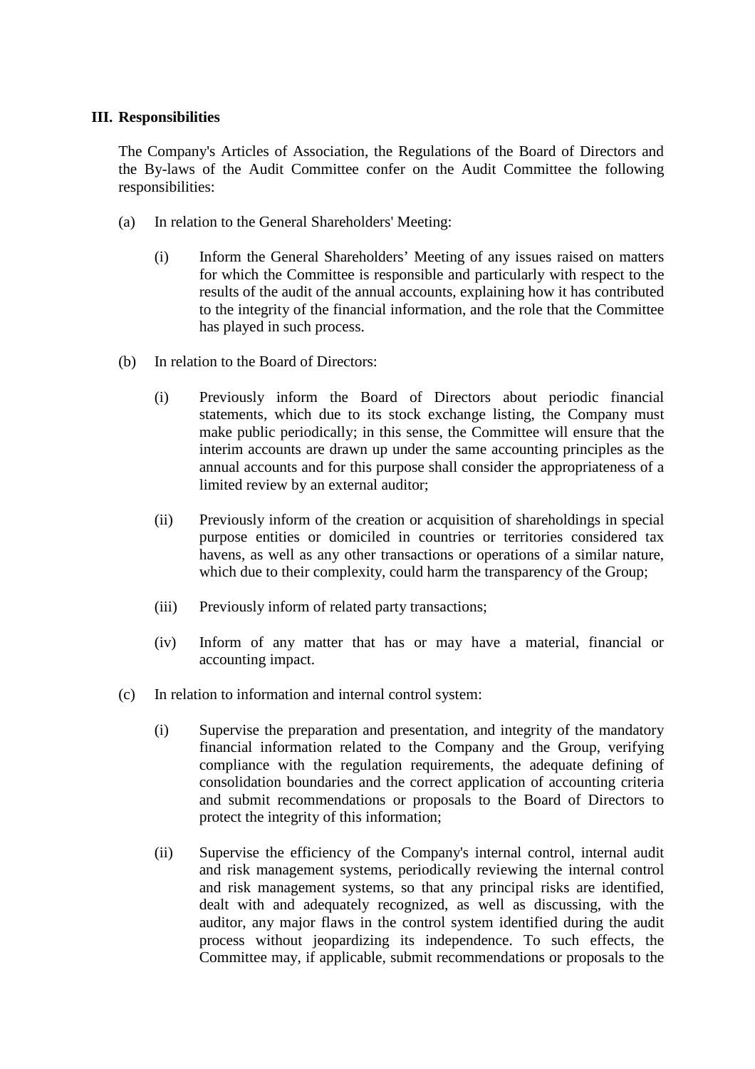## III. Responsibilities

The Company's Articles of Association, the Regulations of the Board of Directors and the By-laws of the Audit Committee confer on the Audit Committee the following responsibilities:

(a) In relation to the General Shareholders' Meeting:

(i) Inform the General Shareholders' Meeting of any issues raised on matters for which the Committee is responsible and particularly with respect to the results of the audit of the annual accounts, explaining how it has contributed to the integrity of the financial information, and the role that the Committee has played in such process.

(b) In relation to the Board of Directors:

(i) Previously inform the Board of Directors about periodic financial statements, which due to its stock exchange listing, the Company must make public periodically; in this sense, the Committee will ensure that the interim accounts are drawn up under the same accounting principles as the annual accounts and for this purpose shall consider the appropriateness of a limited review by an external auditor;

(ii) Previously inform of the creation or acquisition of shareholdings in special purpose entities or domiciled in countries or territories considered tax havens, as well as any other transactions or operations of a similar nature, which due to their complexity, could harm the transparency of the Group;

(iii) Previously inform of related party transactions;

(iv) Inform of any matter that has or may have a material, financial or accounting impact.

(c) In relation to information and internal control system:

(i) Supervise the preparation and presentation, and integrity of the mandatory financial information related to the Company and the Group, verifying compliance with the regulation requirements, the adequate defining of consolidation boundaries and the correct application of accounting criteria and submit recommendations or proposals to the Board of Directors to protect the integrity of this information;

(ii) Supervise the efficiency of the Company's internal control, internal audit and risk management systems, periodically reviewing the internal control and risk management systems, so that any principal risks are identified, dealt with and adequately recognized, as well as discussing, with the auditor, any major flaws in the control system identified during the audit process without jeopardizing its independence. To such effects, the Committee may, if applicable, submit recommendations or proposals to the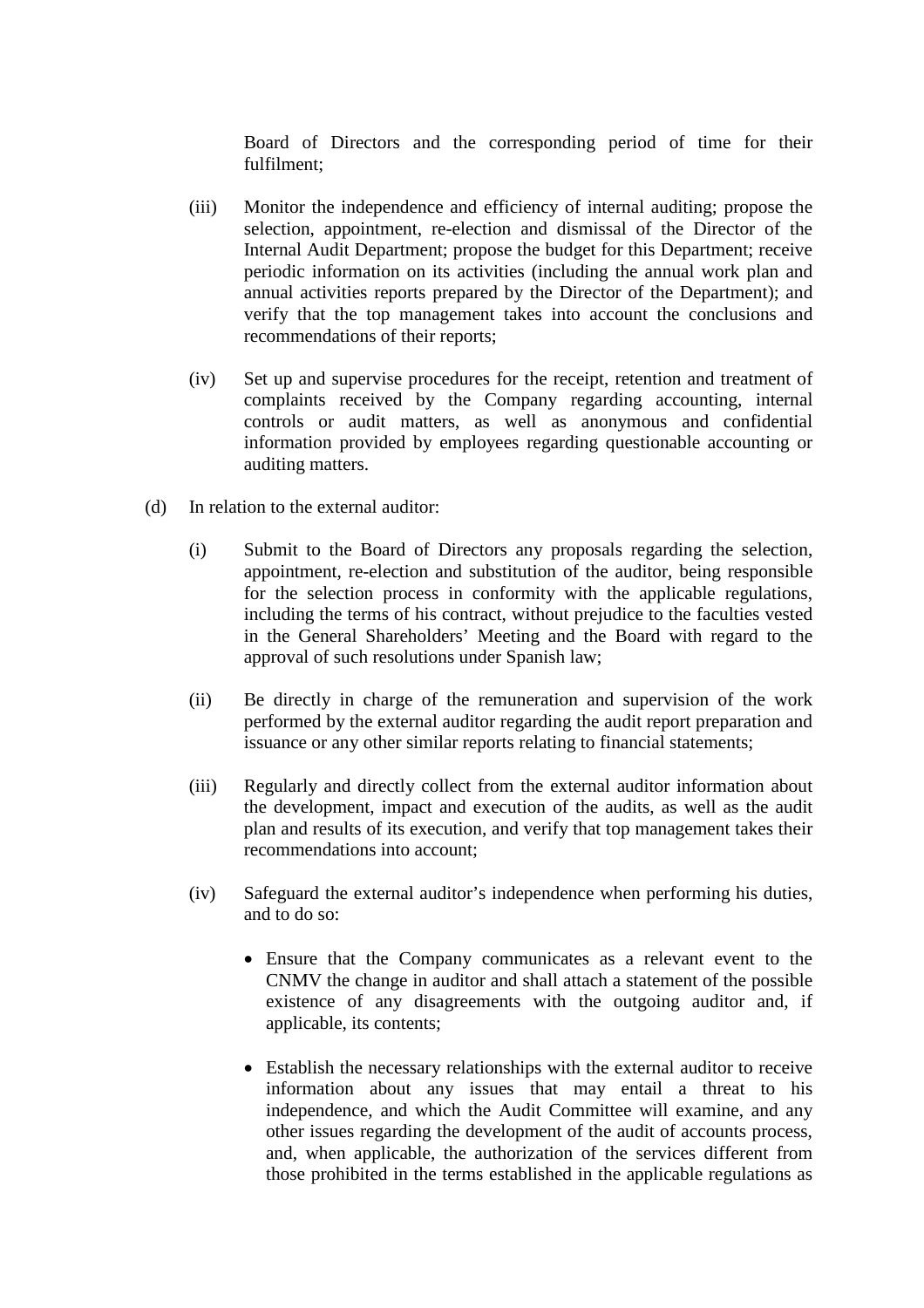Board of Directors and the corresponding period of time for their fulfilment;

(iii) Monitor the independence and efficiency of internal auditing; propose the selection, appointment, re-election and dismissal of the Director of the Internal Audit Department; propose the budget for this Department; receive periodic information on its activities (including the annual work plan and annual activities reports prepared by the Director of the Department); and verify that the top management takes into account the conclusions and recommendations of their reports;

(iv) Set up and supervise procedures for the receipt, retention and treatment of complaints received by the Company regarding accounting, internal controls or audit matters, as well as anonymous and confidential information provided by employees regarding questionable accounting or auditing matters.

(d) In relation to the external auditor:

(i) Submit to the Board of Directors any proposals regarding the selection, appointment, re-election and substitution of the auditor, being responsible for the selection process in conformity with the applicable regulations, including the terms of his contract, without prejudice to the faculties vested in the General Shareholders' Meeting and the Board with regard to the approval of such resolutions under Spanish law;

(ii) Be directly in charge of the remuneration and supervision of the work performed by the external auditor regarding the audit report preparation and issuance or any other similar reports relating to financial statements;

(iii) Regularly and directly collect from the external auditor information about the development, impact and execution of the audits, as well as the audit plan and results of its execution, and verify that top management takes their recommendations into account;

(iv) Safeguard the external auditor's independence when performing his duties, and to do so:

- Ensure that the Company communicates as a relevant event to the CNMV the change in auditor and shall attach a statement of the possible existence of any disagreements with the outgoing auditor and, if applicable, its contents;
- Establish the necessary relationships with the external auditor to receive information about any issues that may entail a threat to his independence, and which the Audit Committee will examine, and any other issues regarding the development of the audit of accounts process, and, when applicable, the authorization of the services different from those prohibited in the terms established in the applicable regulations as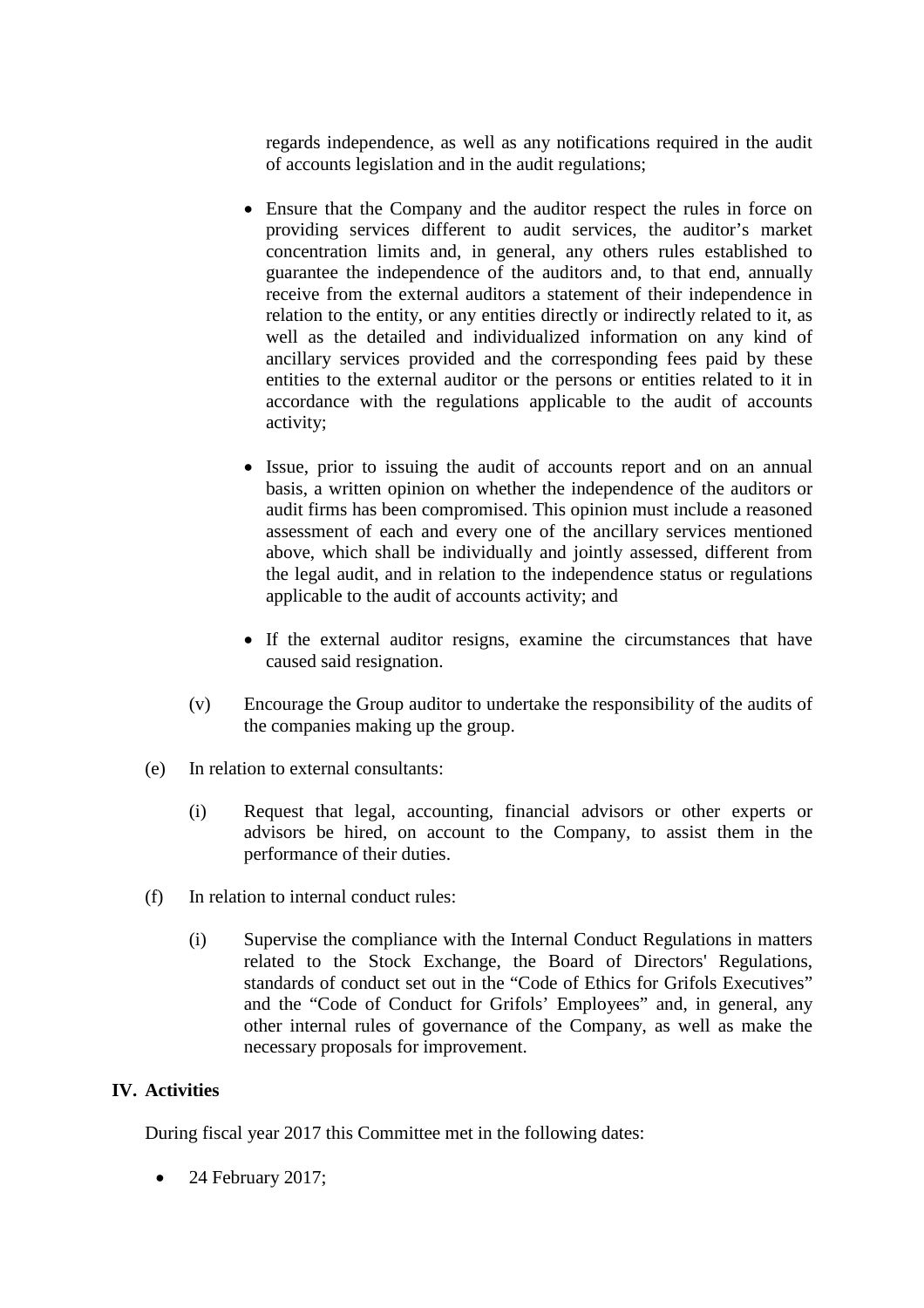regards independence, as well as any notifications required in the audit of accounts legislation and in the audit regulations;

- Ensure that the Company and the auditor respect the rules in force on providing services different to audit services, the auditor's market concentration limits and, in general, any others rules established to guarantee the independence of the auditors and, to that end, annually receive from the external auditors a statement of their independence in relation to the entity, or any entities directly or indirectly related to it, as well as the detailed and individualized information on any kind of ancillary services provided and the corresponding fees paid by these entities to the external auditor or the persons or entities related to it in accordance with the regulations applicable to the audit of accounts activity;

- Issue, prior to issuing the audit of accounts report and on an annual basis, a written opinion on whether the independence of the auditors or audit firms has been compromised. This opinion must include a reasoned assessment of each and every one of the ancillary services mentioned above, which shall be individually and jointly assessed, different from the legal audit, and in relation to the independence status or regulations applicable to the audit of accounts activity; and

- If the external auditor resigns, examine the circumstances that have caused said resignation.

(v) Encourage the Group auditor to undertake the responsibility of the audits of the companies making up the group.

(e) In relation to external consultants:

(i) Request that legal, accounting, financial advisors or other experts or advisors be hired, on account to the Company, to assist them in the performance of their duties.

(f) In relation to internal conduct rules:

(i) Supervise the compliance with the Internal Conduct Regulations in matters related to the Stock Exchange, the Board of Directors' Regulations, standards of conduct set out in the "Code of Ethics for Grifols Executives" and the "Code of Conduct for Grifols' Employees" and, in general, any other internal rules of governance of the Company, as well as make the necessary proposals for improvement.

## IV. Activities

During fiscal year 2017 this Committee met in the following dates:

- 24 February 2017;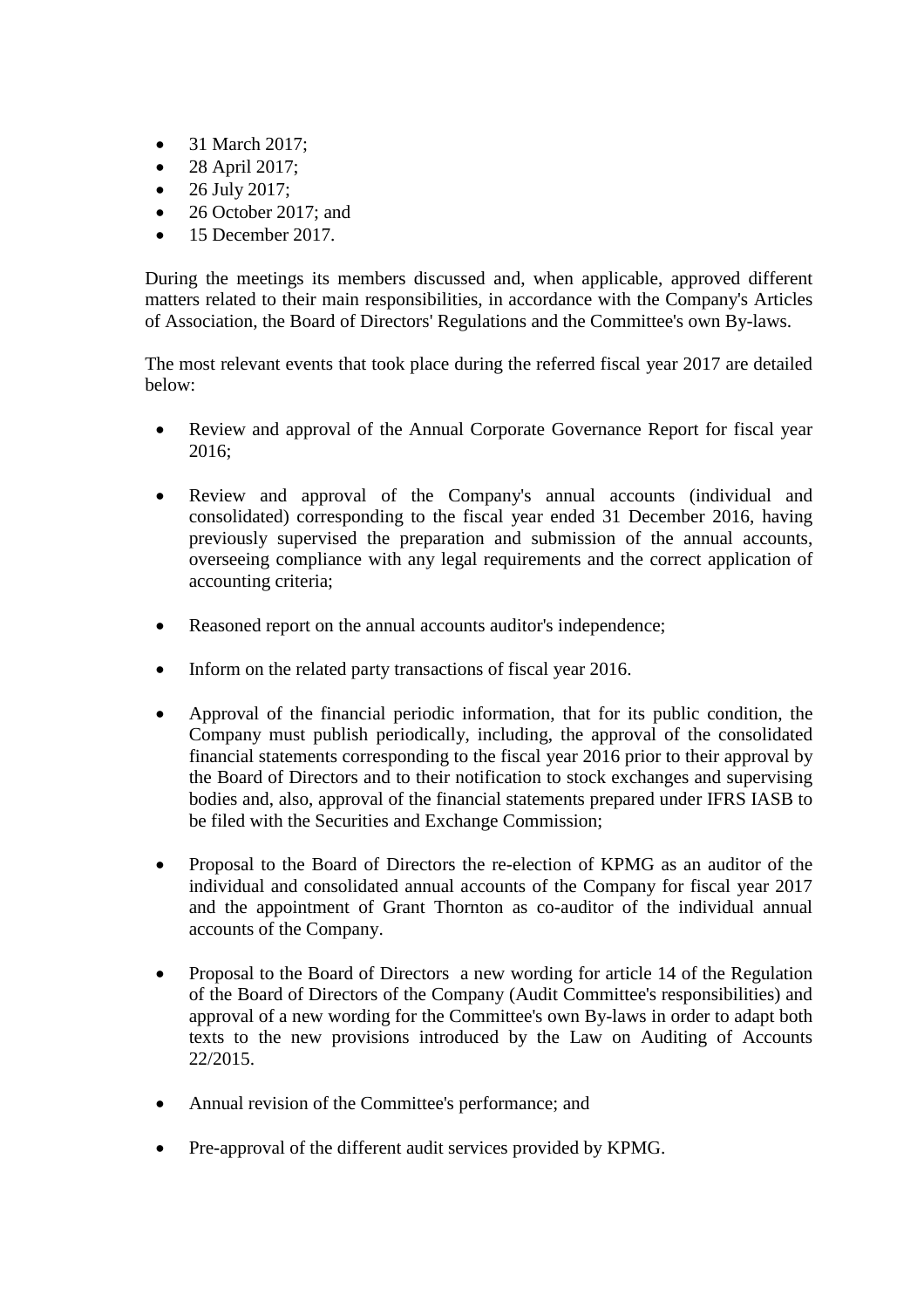- 31 March 2017;
- 28 April 2017;
- 26 July 2017;
- 26 October 2017; and
- 15 December 2017.

During the meetings its members discussed and, when applicable, approved different matters related to their main responsibilities, in accordance with the Company's Articles of Association, the Board of Directors' Regulations and the Committee's own By-laws.

The most relevant events that took place during the referred fiscal year 2017 are detailed below:

- Review and approval of the Annual Corporate Governance Report for fiscal year 2016;

- Review and approval of the Company's annual accounts (individual and consolidated) corresponding to the fiscal year ended 31 December 2016, having previously supervised the preparation and submission of the annual accounts, overseeing compliance with any legal requirements and the correct application of accounting criteria;

- Reasoned report on the annual accounts auditor's independence;

- Inform on the related party transactions of fiscal year 2016.

- Approval of the financial periodic information, that for its public condition, the Company must publish periodically, including, the approval of the consolidated financial statements corresponding to the fiscal year 2016 prior to their approval by the Board of Directors and to their notification to stock exchanges and supervising bodies and, also, approval of the financial statements prepared under IFRS IASB to be filed with the Securities and Exchange Commission;

- Proposal to the Board of Directors the re-election of KPMG as an auditor of the individual and consolidated annual accounts of the Company for fiscal year 2017 and the appointment of Grant Thornton as co-auditor of the individual annual accounts of the Company.

- Proposal to the Board of Directors a new wording for article 14 of the Regulation of the Board of Directors of the Company (Audit Committee's responsibilities) and approval of a new wording for the Committee's own By-laws in order to adapt both texts to the new provisions introduced by the Law on Auditing of Accounts 22/2015.

- Annual revision of the Committee's performance; and

- Pre-approval of the different audit services provided by KPMG.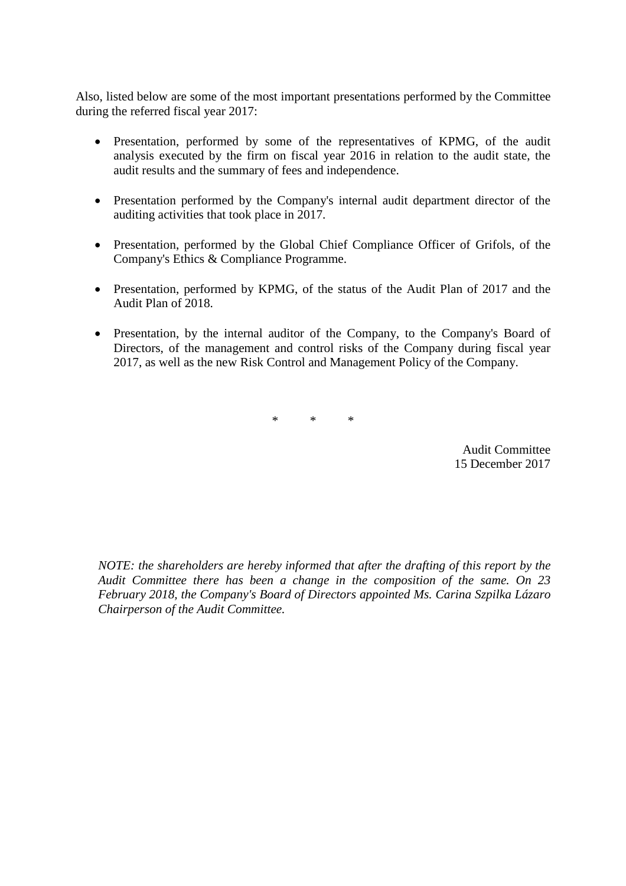Also, listed below are some of the most important presentations performed by the Committee during the referred fiscal year 2017:

- Presentation, performed by some of the representatives of KPMG, of the audit analysis executed by the firm on fiscal year 2016 in relation to the audit state, the audit results and the summary of fees and independence.

- Presentation performed by the Company's internal audit department director of the auditing activities that took place in 2017.

- Presentation, performed by the Global Chief Compliance Officer of Grifols, of the Company's Ethics & Compliance Programme.

- Presentation, performed by KPMG, of the status of the Audit Plan of 2017 and the Audit Plan of 2018.

- Presentation, by the internal auditor of the Company, to the Company's Board of Directors, of the management and control risks of the Company during fiscal year 2017, as well as the new Risk Control and Management Policy of the Company.

\*    \*    \*

Audit Committee
15 December 2017

*NOTE: the shareholders are hereby informed that after the drafting of this report by the Audit Committee there has been a change in the composition of the same. On 23 February 2018, the Company's Board of Directors appointed Ms. Carina Szpilka Lázaro Chairperson of the Audit Committee.*